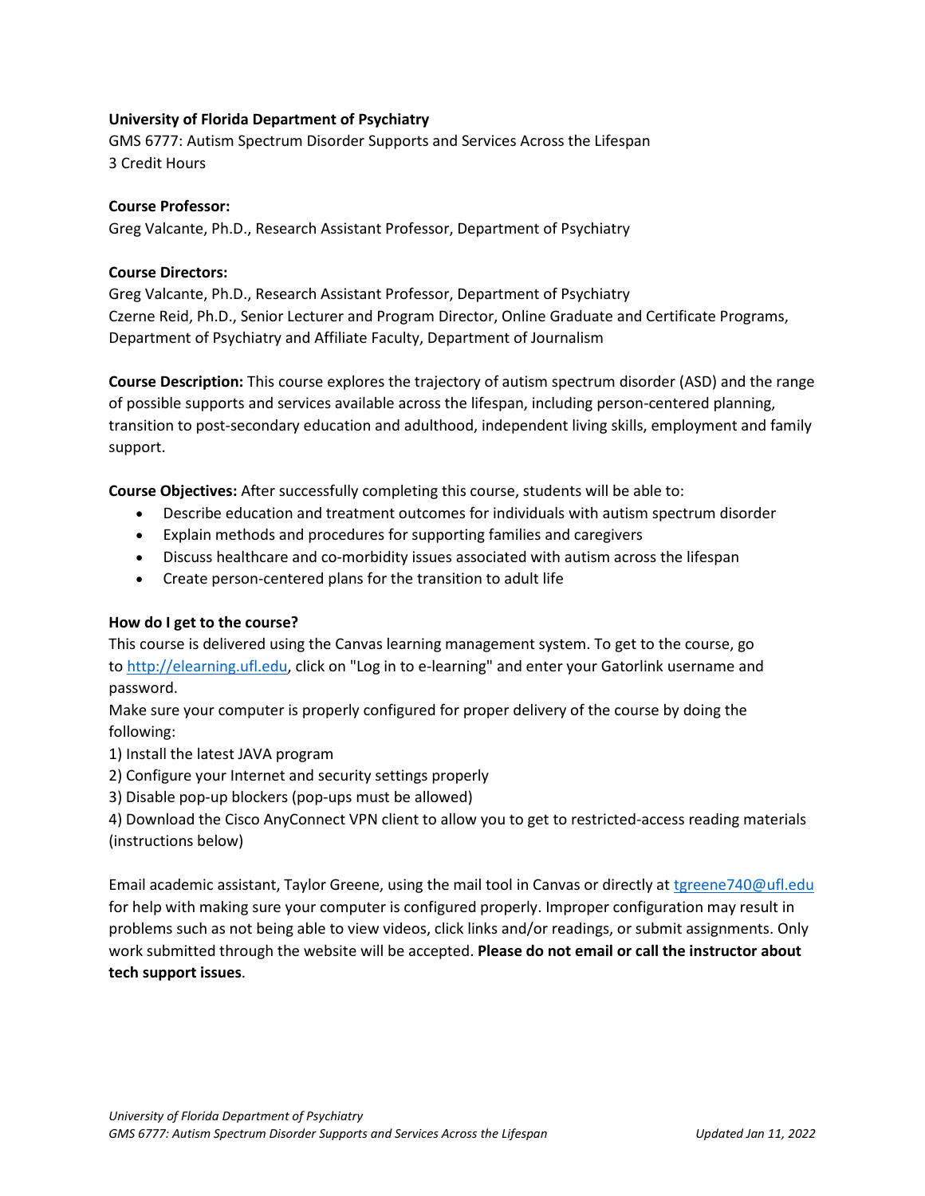**University of Florida Department of Psychiatry**
GMS 6777: Autism Spectrum Disorder Supports and Services Across the Lifespan
3 Credit Hours

**Course Professor:**
Greg Valcante, Ph.D., Research Assistant Professor, Department of Psychiatry

**Course Directors:**
Greg Valcante, Ph.D., Research Assistant Professor, Department of Psychiatry
Czerne Reid, Ph.D., Senior Lecturer and Program Director, Online Graduate and Certificate Programs, Department of Psychiatry and Affiliate Faculty, Department of Journalism

**Course Description:** This course explores the trajectory of autism spectrum disorder (ASD) and the range of possible supports and services available across the lifespan, including person-centered planning, transition to post-secondary education and adulthood, independent living skills, employment and family support.

**Course Objectives:** After successfully completing this course, students will be able to:

- Describe education and treatment outcomes for individuals with autism spectrum disorder
- Explain methods and procedures for supporting families and caregivers
- Discuss healthcare and co-morbidity issues associated with autism across the lifespan
- Create person-centered plans for the transition to adult life

**How do I get to the course?**
This course is delivered using the Canvas learning management system. To get to the course, go to http://elearning.ufl.edu, click on "Log in to e-learning" and enter your Gatorlink username and password.
Make sure your computer is properly configured for proper delivery of the course by doing the following:
1) Install the latest JAVA program
2) Configure your Internet and security settings properly
3) Disable pop-up blockers (pop-ups must be allowed)
4) Download the Cisco AnyConnect VPN client to allow you to get to restricted-access reading materials (instructions below)

Email academic assistant, Taylor Greene, using the mail tool in Canvas or directly at tgreene740@ufl.edu for help with making sure your computer is configured properly. Improper configuration may result in problems such as not being able to view videos, click links and/or readings, or submit assignments. Only work submitted through the website will be accepted. **Please do not email or call the instructor about tech support issues**.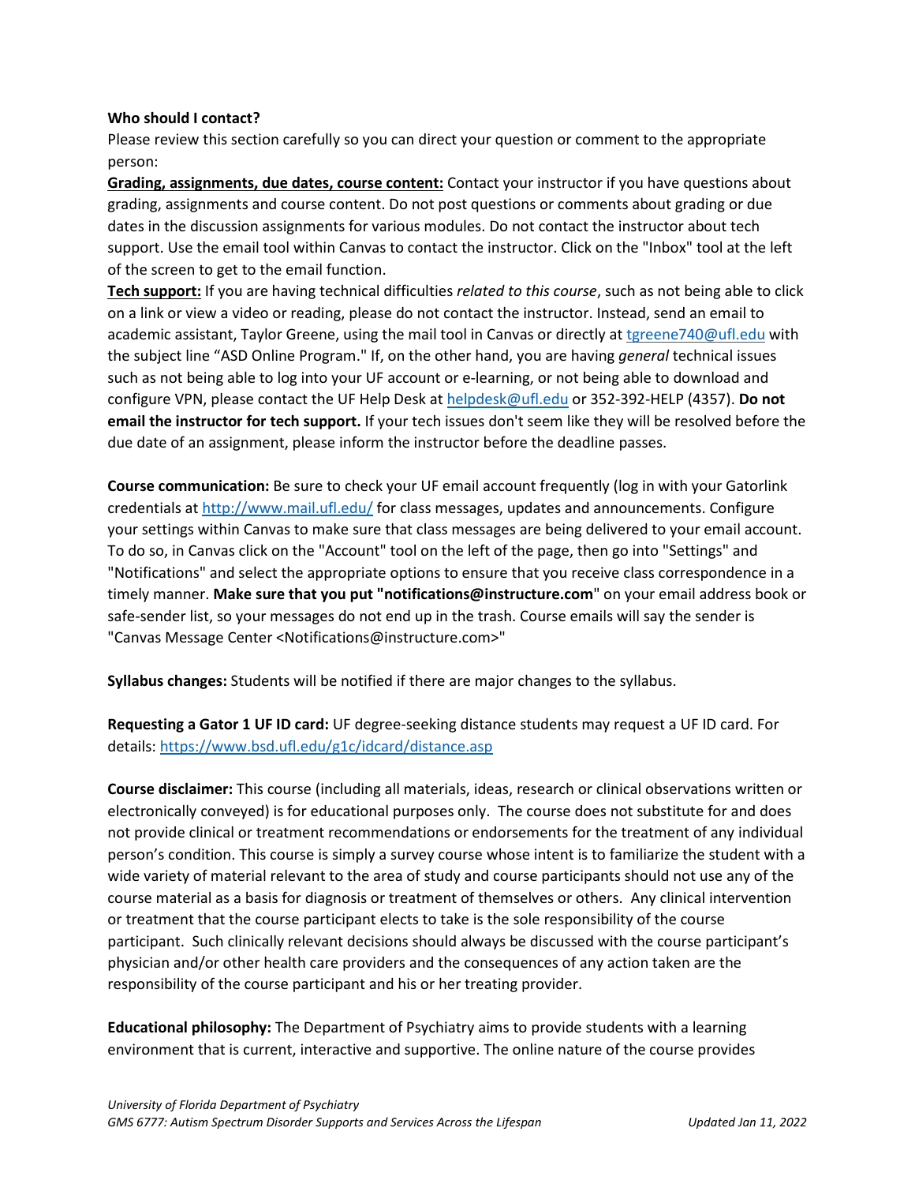**Who should I contact?**

Please review this section carefully so you can direct your question or comment to the appropriate person:

**Grading, assignments, due dates, course content:** Contact your instructor if you have questions about grading, assignments and course content. Do not post questions or comments about grading or due dates in the discussion assignments for various modules. Do not contact the instructor about tech support. Use the email tool within Canvas to contact the instructor. Click on the "Inbox" tool at the left of the screen to get to the email function.

**Tech support:** If you are having technical difficulties *related to this course*, such as not being able to click on a link or view a video or reading, please do not contact the instructor. Instead, send an email to academic assistant, Taylor Greene, using the mail tool in Canvas or directly at tgreene740@ufl.edu with the subject line "ASD Online Program." If, on the other hand, you are having *general* technical issues such as not being able to log into your UF account or e-learning, or not being able to download and configure VPN, please contact the UF Help Desk at helpdesk@ufl.edu or 352-392-HELP (4357). **Do not email the instructor for tech support.** If your tech issues don't seem like they will be resolved before the due date of an assignment, please inform the instructor before the deadline passes.

**Course communication:** Be sure to check your UF email account frequently (log in with your Gatorlink credentials at http://www.mail.ufl.edu/ for class messages, updates and announcements. Configure your settings within Canvas to make sure that class messages are being delivered to your email account. To do so, in Canvas click on the "Account" tool on the left of the page, then go into "Settings" and "Notifications" and select the appropriate options to ensure that you receive class correspondence in a timely manner. **Make sure that you put "notifications@instructure.com**" on your email address book or safe-sender list, so your messages do not end up in the trash. Course emails will say the sender is "Canvas Message Center <Notifications@instructure.com>"

**Syllabus changes:** Students will be notified if there are major changes to the syllabus.

**Requesting a Gator 1 UF ID card:** UF degree-seeking distance students may request a UF ID card. For details: https://www.bsd.ufl.edu/g1c/idcard/distance.asp

**Course disclaimer:** This course (including all materials, ideas, research or clinical observations written or electronically conveyed) is for educational purposes only. The course does not substitute for and does not provide clinical or treatment recommendations or endorsements for the treatment of any individual person's condition. This course is simply a survey course whose intent is to familiarize the student with a wide variety of material relevant to the area of study and course participants should not use any of the course material as a basis for diagnosis or treatment of themselves or others. Any clinical intervention or treatment that the course participant elects to take is the sole responsibility of the course participant. Such clinically relevant decisions should always be discussed with the course participant's physician and/or other health care providers and the consequences of any action taken are the responsibility of the course participant and his or her treating provider.

**Educational philosophy:** The Department of Psychiatry aims to provide students with a learning environment that is current, interactive and supportive. The online nature of the course provides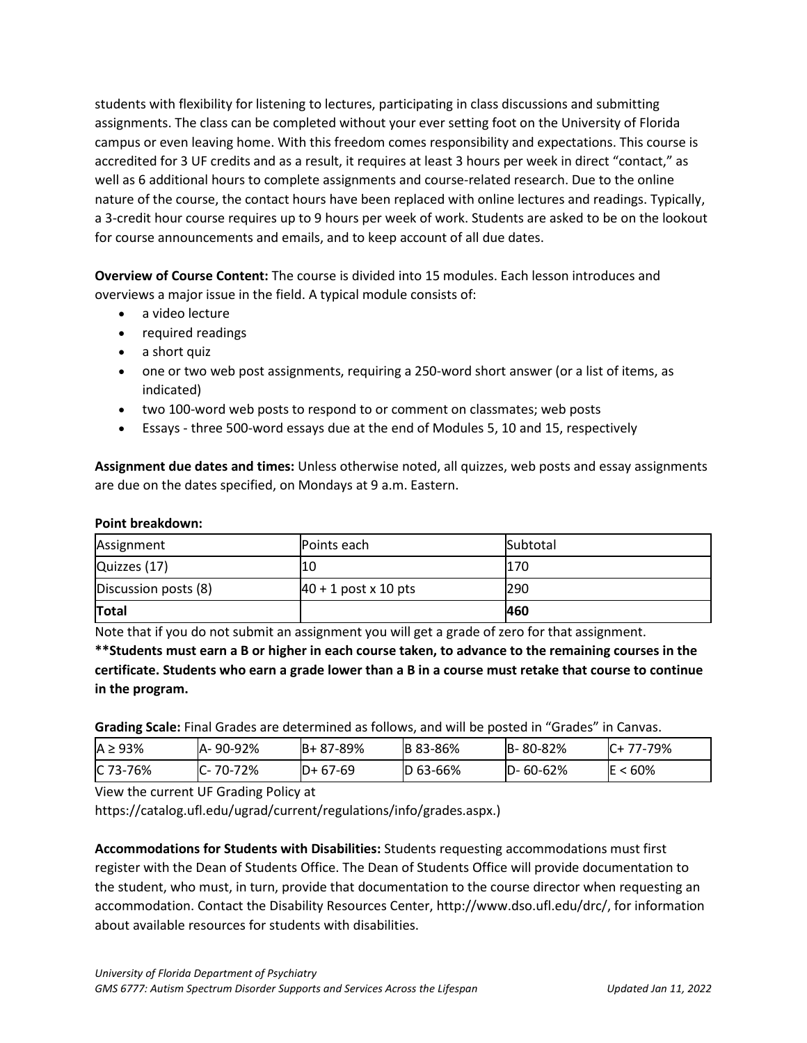students with flexibility for listening to lectures, participating in class discussions and submitting assignments. The class can be completed without your ever setting foot on the University of Florida campus or even leaving home. With this freedom comes responsibility and expectations. This course is accredited for 3 UF credits and as a result, it requires at least 3 hours per week in direct "contact," as well as 6 additional hours to complete assignments and course-related research. Due to the online nature of the course, the contact hours have been replaced with online lectures and readings. Typically, a 3-credit hour course requires up to 9 hours per week of work. Students are asked to be on the lookout for course announcements and emails, and to keep account of all due dates.

**Overview of Course Content:** The course is divided into 15 modules. Each lesson introduces and overviews a major issue in the field. A typical module consists of:

- a video lecture
- required readings
- a short quiz
- one or two web post assignments, requiring a 250-word short answer (or a list of items, as indicated)
- two 100-word web posts to respond to or comment on classmates; web posts
- Essays - three 500-word essays due at the end of Modules 5, 10 and 15, respectively

**Assignment due dates and times:** Unless otherwise noted, all quizzes, web posts and essay assignments are due on the dates specified, on Mondays at 9 a.m. Eastern.

**Point breakdown:**

| Assignment | Points each | Subtotal |
|---|---|---|
| Quizzes (17) | 10 | 170 |
| Discussion posts (8) | 40 + 1 post x 10 pts | 290 |
| **Total** | | **460** |

Note that if you do not submit an assignment you will get a grade of zero for that assignment.

**\*\*Students must earn a B or higher in each course taken, to advance to the remaining courses in the certificate. Students who earn a grade lower than a B in a course must retake that course to continue in the program.**

**Grading Scale:** Final Grades are determined as follows, and will be posted in "Grades" in Canvas.

| A ≥ 93% | A- 90-92% | B+ 87-89% | B 83-86% | B- 80-82% | C+ 77-79% |
|---|---|---|---|---|---|
| C 73-76% | C- 70-72% | D+ 67-69 | D 63-66% | D- 60-62% | E < 60% |

View the current UF Grading Policy at https://catalog.ufl.edu/ugrad/current/regulations/info/grades.aspx.)

**Accommodations for Students with Disabilities:** Students requesting accommodations must first register with the Dean of Students Office. The Dean of Students Office will provide documentation to the student, who must, in turn, provide that documentation to the course director when requesting an accommodation. Contact the Disability Resources Center, http://www.dso.ufl.edu/drc/, for information about available resources for students with disabilities.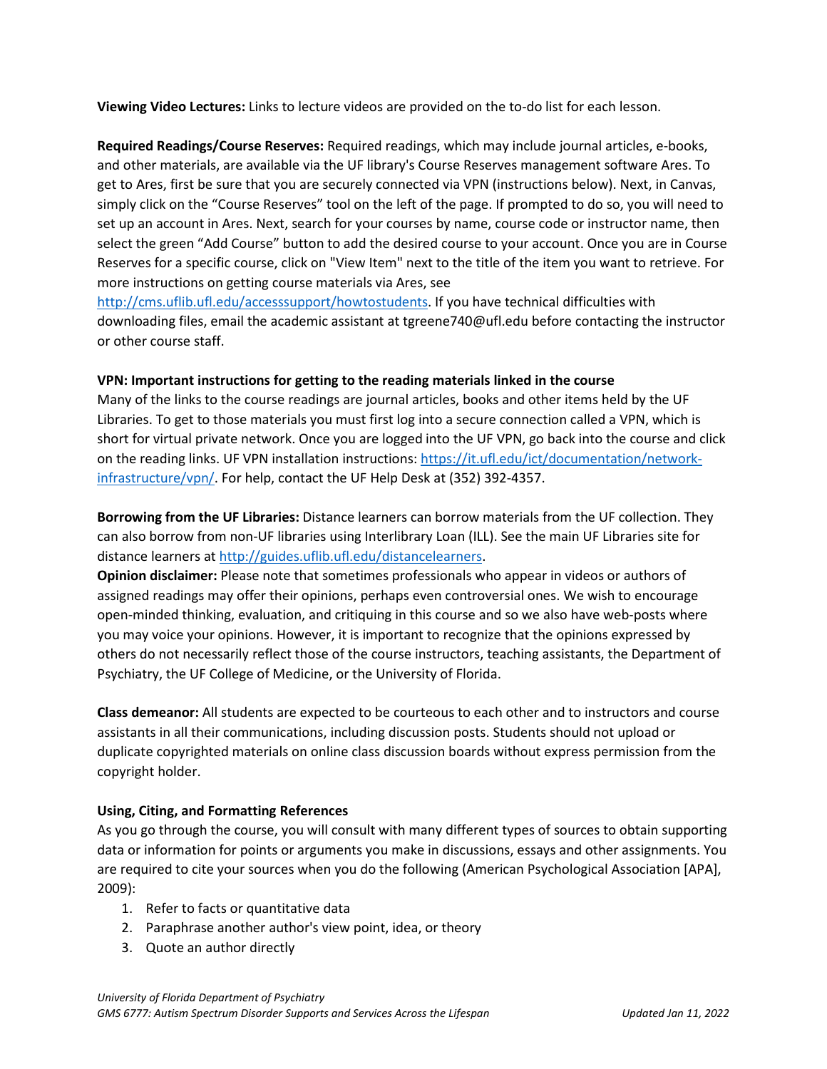**Viewing Video Lectures:** Links to lecture videos are provided on the to-do list for each lesson.

**Required Readings/Course Reserves:** Required readings, which may include journal articles, e-books, and other materials, are available via the UF library's Course Reserves management software Ares. To get to Ares, first be sure that you are securely connected via VPN (instructions below). Next, in Canvas, simply click on the "Course Reserves" tool on the left of the page. If prompted to do so, you will need to set up an account in Ares. Next, search for your courses by name, course code or instructor name, then select the green "Add Course" button to add the desired course to your account. Once you are in Course Reserves for a specific course, click on "View Item" next to the title of the item you want to retrieve. For more instructions on getting course materials via Ares, see http://cms.uflib.ufl.edu/accesssupport/howtostudents. If you have technical difficulties with downloading files, email the academic assistant at tgreene740@ufl.edu before contacting the instructor or other course staff.

**VPN: Important instructions for getting to the reading materials linked in the course**

Many of the links to the course readings are journal articles, books and other items held by the UF Libraries. To get to those materials you must first log into a secure connection called a VPN, which is short for virtual private network. Once you are logged into the UF VPN, go back into the course and click on the reading links. UF VPN installation instructions: https://it.ufl.edu/ict/documentation/network-infrastructure/vpn/. For help, contact the UF Help Desk at (352) 392-4357.

**Borrowing from the UF Libraries:** Distance learners can borrow materials from the UF collection. They can also borrow from non-UF libraries using Interlibrary Loan (ILL). See the main UF Libraries site for distance learners at http://guides.uflib.ufl.edu/distancelearners.

**Opinion disclaimer:** Please note that sometimes professionals who appear in videos or authors of assigned readings may offer their opinions, perhaps even controversial ones. We wish to encourage open-minded thinking, evaluation, and critiquing in this course and so we also have web-posts where you may voice your opinions. However, it is important to recognize that the opinions expressed by others do not necessarily reflect those of the course instructors, teaching assistants, the Department of Psychiatry, the UF College of Medicine, or the University of Florida.

**Class demeanor:** All students are expected to be courteous to each other and to instructors and course assistants in all their communications, including discussion posts. Students should not upload or duplicate copyrighted materials on online class discussion boards without express permission from the copyright holder.

**Using, Citing, and Formatting References**

As you go through the course, you will consult with many different types of sources to obtain supporting data or information for points or arguments you make in discussions, essays and other assignments. You are required to cite your sources when you do the following (American Psychological Association [APA], 2009):

1. Refer to facts or quantitative data
2. Paraphrase another author's view point, idea, or theory
3. Quote an author directly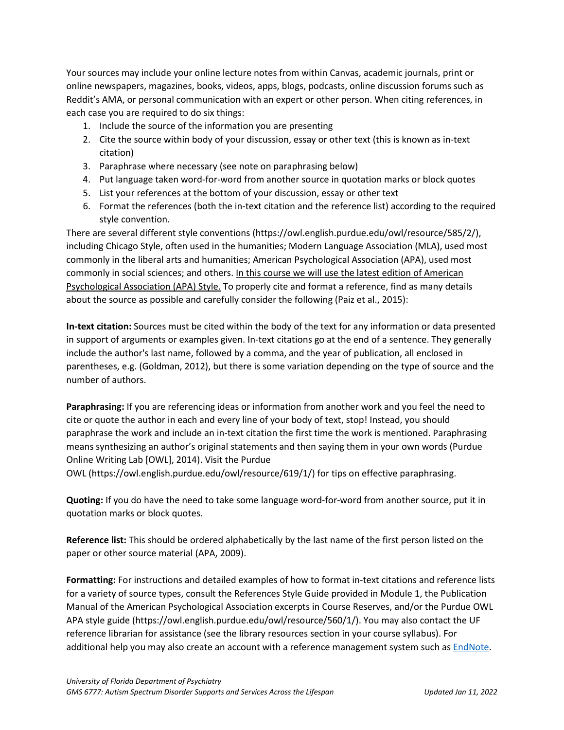Your sources may include your online lecture notes from within Canvas, academic journals, print or online newspapers, magazines, books, videos, apps, blogs, podcasts, online discussion forums such as Reddit's AMA, or personal communication with an expert or other person. When citing references, in each case you are required to do six things:

1. Include the source of the information you are presenting
2. Cite the source within body of your discussion, essay or other text (this is known as in-text citation)
3. Paraphrase where necessary (see note on paraphrasing below)
4. Put language taken word-for-word from another source in quotation marks or block quotes
5. List your references at the bottom of your discussion, essay or other text
6. Format the references (both the in-text citation and the reference list) according to the required style convention.

There are several different style conventions (https://owl.english.purdue.edu/owl/resource/585/2/), including Chicago Style, often used in the humanities; Modern Language Association (MLA), used most commonly in the liberal arts and humanities; American Psychological Association (APA), used most commonly in social sciences; and others. <u>In this course we will use the latest edition of American Psychological Association (APA) Style.</u> To properly cite and format a reference, find as many details about the source as possible and carefully consider the following (Paiz et al., 2015):

**In-text citation:** Sources must be cited within the body of the text for any information or data presented in support of arguments or examples given. In-text citations go at the end of a sentence. They generally include the author's last name, followed by a comma, and the year of publication, all enclosed in parentheses, e.g. (Goldman, 2012), but there is some variation depending on the type of source and the number of authors.

**Paraphrasing:** If you are referencing ideas or information from another work and you feel the need to cite or quote the author in each and every line of your body of text, stop! Instead, you should paraphrase the work and include an in-text citation the first time the work is mentioned. Paraphrasing means synthesizing an author's original statements and then saying them in your own words (Purdue Online Writing Lab [OWL], 2014). Visit the Purdue OWL (https://owl.english.purdue.edu/owl/resource/619/1/) for tips on effective paraphrasing.

**Quoting:** If you do have the need to take some language word-for-word from another source, put it in quotation marks or block quotes.

**Reference list:** This should be ordered alphabetically by the last name of the first person listed on the paper or other source material (APA, 2009).

**Formatting:** For instructions and detailed examples of how to format in-text citations and reference lists for a variety of source types, consult the References Style Guide provided in Module 1, the Publication Manual of the American Psychological Association excerpts in Course Reserves, and/or the Purdue OWL APA style guide (https://owl.english.purdue.edu/owl/resource/560/1/). You may also contact the UF reference librarian for assistance (see the library resources section in your course syllabus). For additional help you may also create an account with a reference management system such as EndNote.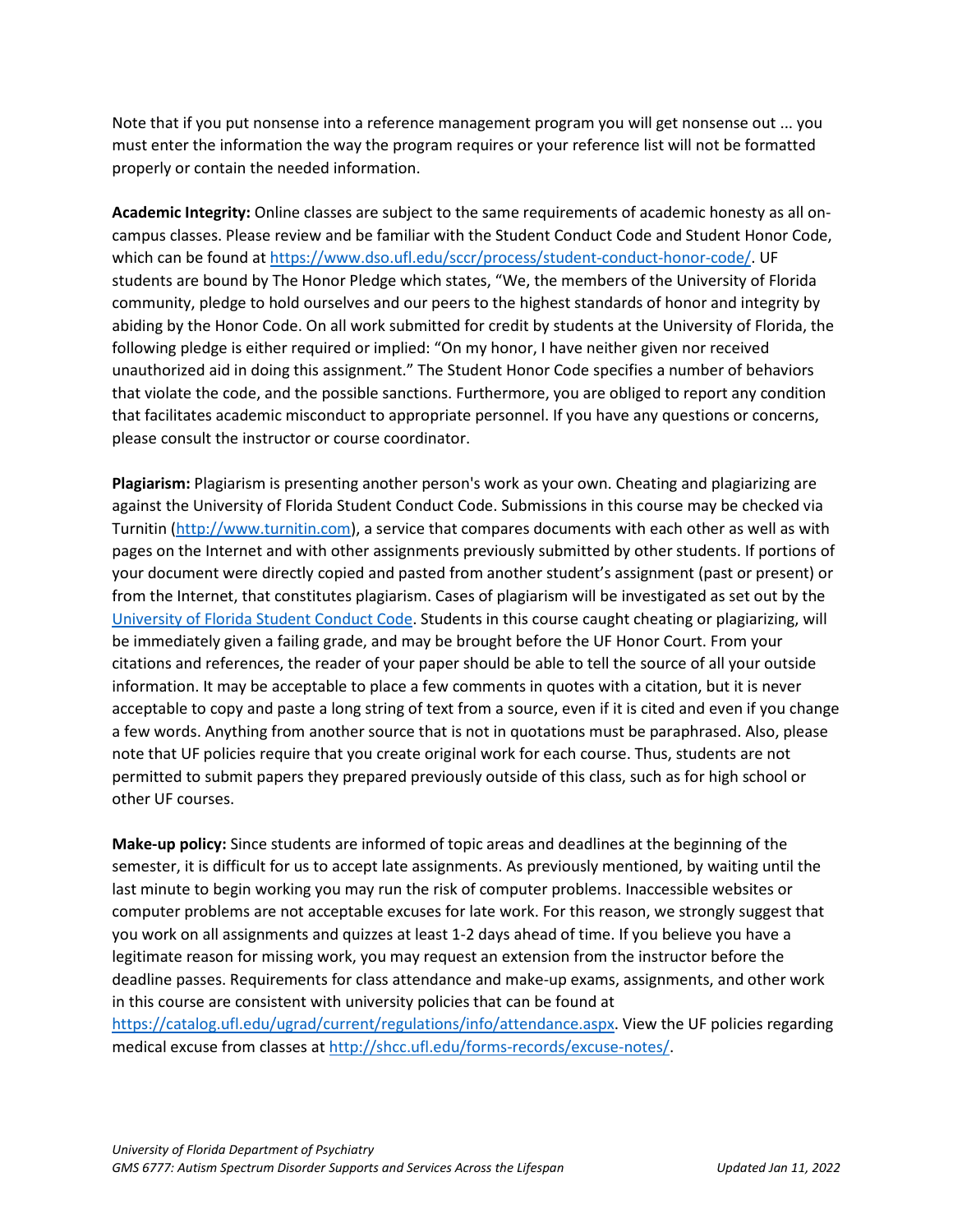Note that if you put nonsense into a reference management program you will get nonsense out ... you must enter the information the way the program requires or your reference list will not be formatted properly or contain the needed information.

**Academic Integrity:** Online classes are subject to the same requirements of academic honesty as all on-campus classes. Please review and be familiar with the Student Conduct Code and Student Honor Code, which can be found at [https://www.dso.ufl.edu/sccr/process/student-conduct-honor-code/](https://www.dso.ufl.edu/sccr/process/student-conduct-honor-code/). UF students are bound by The Honor Pledge which states, "We, the members of the University of Florida community, pledge to hold ourselves and our peers to the highest standards of honor and integrity by abiding by the Honor Code. On all work submitted for credit by students at the University of Florida, the following pledge is either required or implied: "On my honor, I have neither given nor received unauthorized aid in doing this assignment." The Student Honor Code specifies a number of behaviors that violate the code, and the possible sanctions. Furthermore, you are obliged to report any condition that facilitates academic misconduct to appropriate personnel. If you have any questions or concerns, please consult the instructor or course coordinator.

**Plagiarism:** Plagiarism is presenting another person's work as your own. Cheating and plagiarizing are against the University of Florida Student Conduct Code. Submissions in this course may be checked via Turnitin ([http://www.turnitin.com](http://www.turnitin.com)), a service that compares documents with each other as well as with pages on the Internet and with other assignments previously submitted by other students. If portions of your document were directly copied and pasted from another student's assignment (past or present) or from the Internet, that constitutes plagiarism. Cases of plagiarism will be investigated as set out by the University of Florida Student Conduct Code. Students in this course caught cheating or plagiarizing, will be immediately given a failing grade, and may be brought before the UF Honor Court. From your citations and references, the reader of your paper should be able to tell the source of all your outside information. It may be acceptable to place a few comments in quotes with a citation, but it is never acceptable to copy and paste a long string of text from a source, even if it is cited and even if you change a few words. Anything from another source that is not in quotations must be paraphrased. Also, please note that UF policies require that you create original work for each course. Thus, students are not permitted to submit papers they prepared previously outside of this class, such as for high school or other UF courses.

**Make-up policy:** Since students are informed of topic areas and deadlines at the beginning of the semester, it is difficult for us to accept late assignments. As previously mentioned, by waiting until the last minute to begin working you may run the risk of computer problems. Inaccessible websites or computer problems are not acceptable excuses for late work. For this reason, we strongly suggest that you work on all assignments and quizzes at least 1-2 days ahead of time. If you believe you have a legitimate reason for missing work, you may request an extension from the instructor before the deadline passes. Requirements for class attendance and make-up exams, assignments, and other work in this course are consistent with university policies that can be found at [https://catalog.ufl.edu/ugrad/current/regulations/info/attendance.aspx](https://catalog.ufl.edu/ugrad/current/regulations/info/attendance.aspx). View the UF policies regarding medical excuse from classes at [http://shcc.ufl.edu/forms-records/excuse-notes/](http://shcc.ufl.edu/forms-records/excuse-notes/).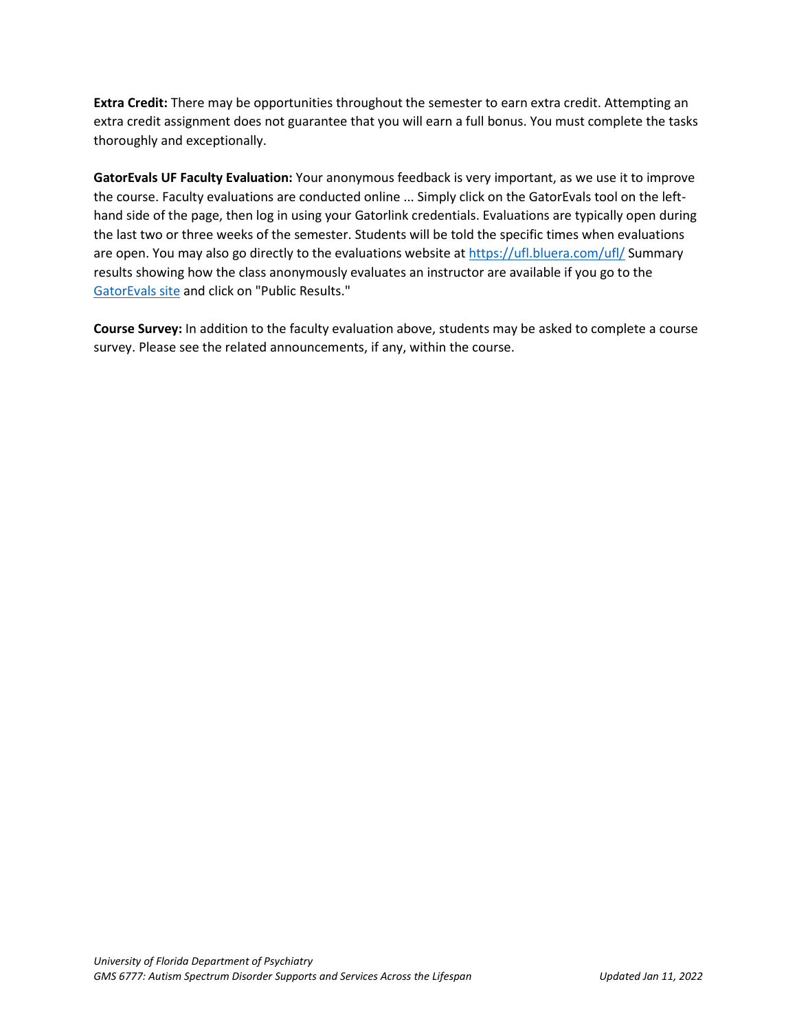**Extra Credit:** There may be opportunities throughout the semester to earn extra credit. Attempting an extra credit assignment does not guarantee that you will earn a full bonus. You must complete the tasks thoroughly and exceptionally.

**GatorEvals UF Faculty Evaluation:** Your anonymous feedback is very important, as we use it to improve the course. Faculty evaluations are conducted online ... Simply click on the GatorEvals tool on the left-hand side of the page, then log in using your Gatorlink credentials. Evaluations are typically open during the last two or three weeks of the semester. Students will be told the specific times when evaluations are open. You may also go directly to the evaluations website at https://ufl.bluera.com/ufl/ Summary results showing how the class anonymously evaluates an instructor are available if you go to the GatorEvals site and click on "Public Results."

**Course Survey:** In addition to the faculty evaluation above, students may be asked to complete a course survey. Please see the related announcements, if any, within the course.